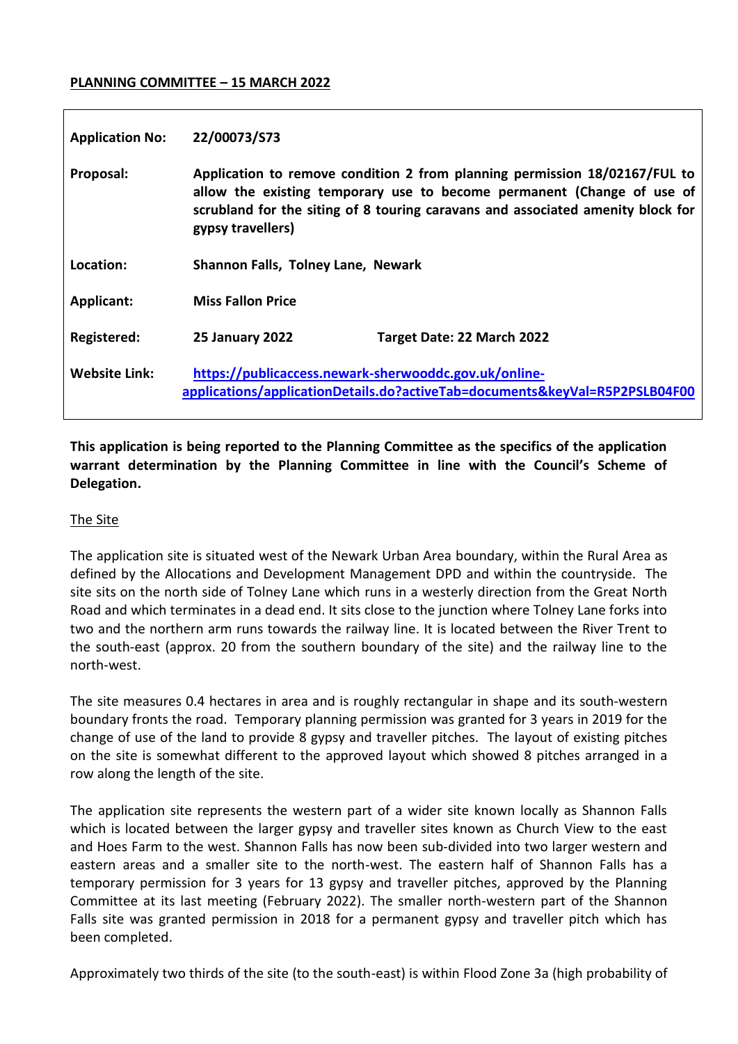**PLANNING COMMITTEE – 15 MARCH 2022**

| | | |
|---|---|---|
| **Application No:** | **22/00073/S73** | |
| **Proposal:** | **Application to remove condition 2 from planning permission 18/02167/FUL to allow the existing temporary use to become permanent (Change of use of scrubland for the siting of 8 touring caravans and associated amenity block for gypsy travellers)** | |
| **Location:** | **Shannon Falls, Tolney Lane, Newark** | |
| **Applicant:** | **Miss Fallon Price** | |
| **Registered:** | **25 January 2022** | **Target Date: 22 March 2022** |
| **Website Link:** | https://publicaccess.newark-sherwooddc.gov.uk/online-applications/applicationDetails.do?activeTab=documents&keyVal=R5P2PSLB04F00 | |

**This application is being reported to the Planning Committee as the specifics of the application warrant determination by the Planning Committee in line with the Council's Scheme of Delegation.**

The Site

The application site is situated west of the Newark Urban Area boundary, within the Rural Area as defined by the Allocations and Development Management DPD and within the countryside. The site sits on the north side of Tolney Lane which runs in a westerly direction from the Great North Road and which terminates in a dead end. It sits close to the junction where Tolney Lane forks into two and the northern arm runs towards the railway line. It is located between the River Trent to the south-east (approx. 20 from the southern boundary of the site) and the railway line to the north-west.

The site measures 0.4 hectares in area and is roughly rectangular in shape and its south-western boundary fronts the road. Temporary planning permission was granted for 3 years in 2019 for the change of use of the land to provide 8 gypsy and traveller pitches. The layout of existing pitches on the site is somewhat different to the approved layout which showed 8 pitches arranged in a row along the length of the site.

The application site represents the western part of a wider site known locally as Shannon Falls which is located between the larger gypsy and traveller sites known as Church View to the east and Hoes Farm to the west. Shannon Falls has now been sub-divided into two larger western and eastern areas and a smaller site to the north-west. The eastern half of Shannon Falls has a temporary permission for 3 years for 13 gypsy and traveller pitches, approved by the Planning Committee at its last meeting (February 2022). The smaller north-western part of the Shannon Falls site was granted permission in 2018 for a permanent gypsy and traveller pitch which has been completed.

Approximately two thirds of the site (to the south-east) is within Flood Zone 3a (high probability of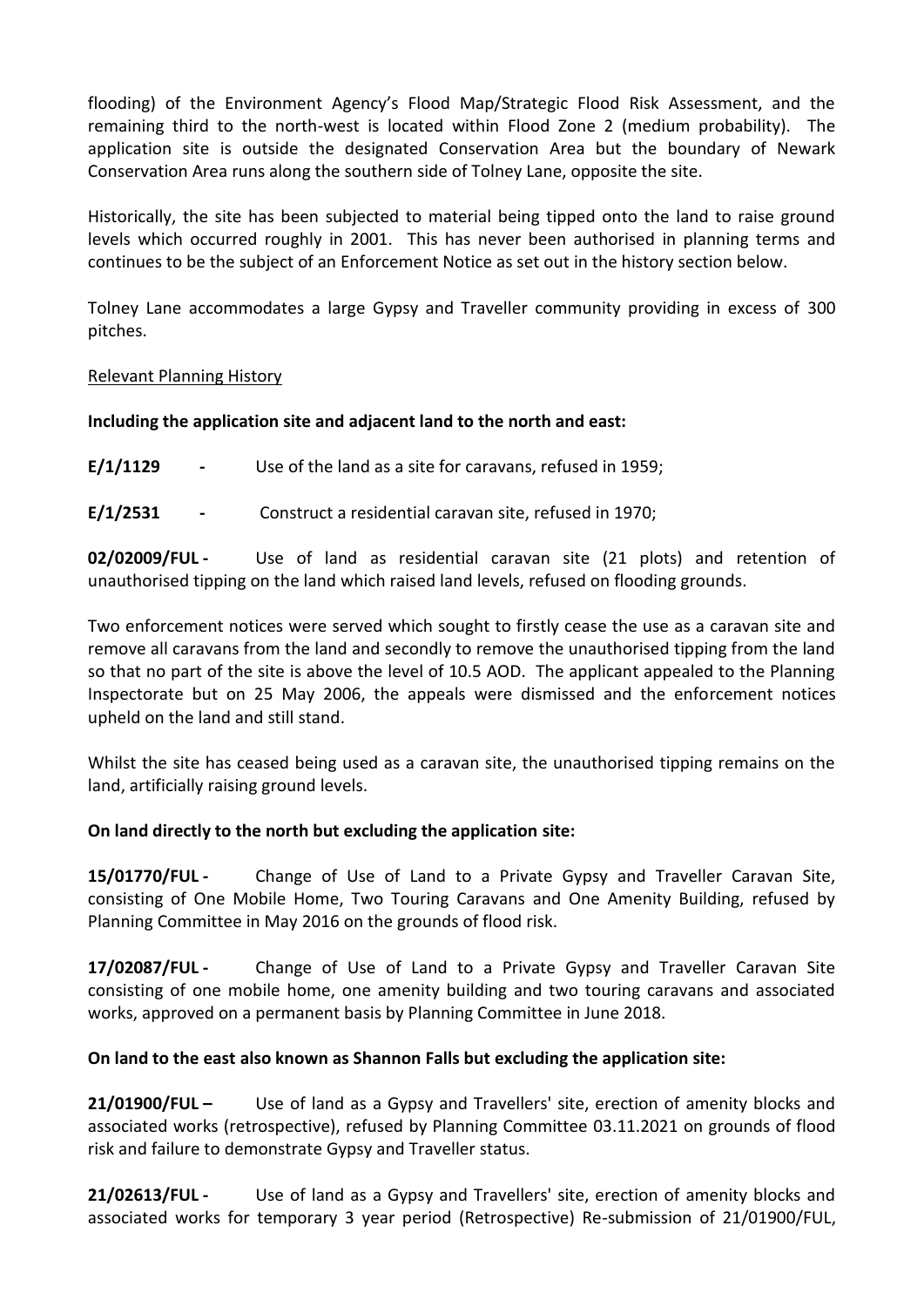flooding) of the Environment Agency's Flood Map/Strategic Flood Risk Assessment, and the remaining third to the north-west is located within Flood Zone 2 (medium probability). The application site is outside the designated Conservation Area but the boundary of Newark Conservation Area runs along the southern side of Tolney Lane, opposite the site.

Historically, the site has been subjected to material being tipped onto the land to raise ground levels which occurred roughly in 2001. This has never been authorised in planning terms and continues to be the subject of an Enforcement Notice as set out in the history section below.

Tolney Lane accommodates a large Gypsy and Traveller community providing in excess of 300 pitches.

Relevant Planning History

**Including the application site and adjacent land to the north and east:**

**E/1/1129** - Use of the land as a site for caravans, refused in 1959;

**E/1/2531** - Construct a residential caravan site, refused in 1970;

**02/02009/FUL -** Use of land as residential caravan site (21 plots) and retention of unauthorised tipping on the land which raised land levels, refused on flooding grounds.

Two enforcement notices were served which sought to firstly cease the use as a caravan site and remove all caravans from the land and secondly to remove the unauthorised tipping from the land so that no part of the site is above the level of 10.5 AOD. The applicant appealed to the Planning Inspectorate but on 25 May 2006, the appeals were dismissed and the enforcement notices upheld on the land and still stand.

Whilst the site has ceased being used as a caravan site, the unauthorised tipping remains on the land, artificially raising ground levels.

**On land directly to the north but excluding the application site:**

**15/01770/FUL -** Change of Use of Land to a Private Gypsy and Traveller Caravan Site, consisting of One Mobile Home, Two Touring Caravans and One Amenity Building, refused by Planning Committee in May 2016 on the grounds of flood risk.

**17/02087/FUL -** Change of Use of Land to a Private Gypsy and Traveller Caravan Site consisting of one mobile home, one amenity building and two touring caravans and associated works, approved on a permanent basis by Planning Committee in June 2018.

**On land to the east also known as Shannon Falls but excluding the application site:**

**21/01900/FUL –** Use of land as a Gypsy and Travellers' site, erection of amenity blocks and associated works (retrospective), refused by Planning Committee 03.11.2021 on grounds of flood risk and failure to demonstrate Gypsy and Traveller status.

**21/02613/FUL -** Use of land as a Gypsy and Travellers' site, erection of amenity blocks and associated works for temporary 3 year period (Retrospective) Re-submission of 21/01900/FUL,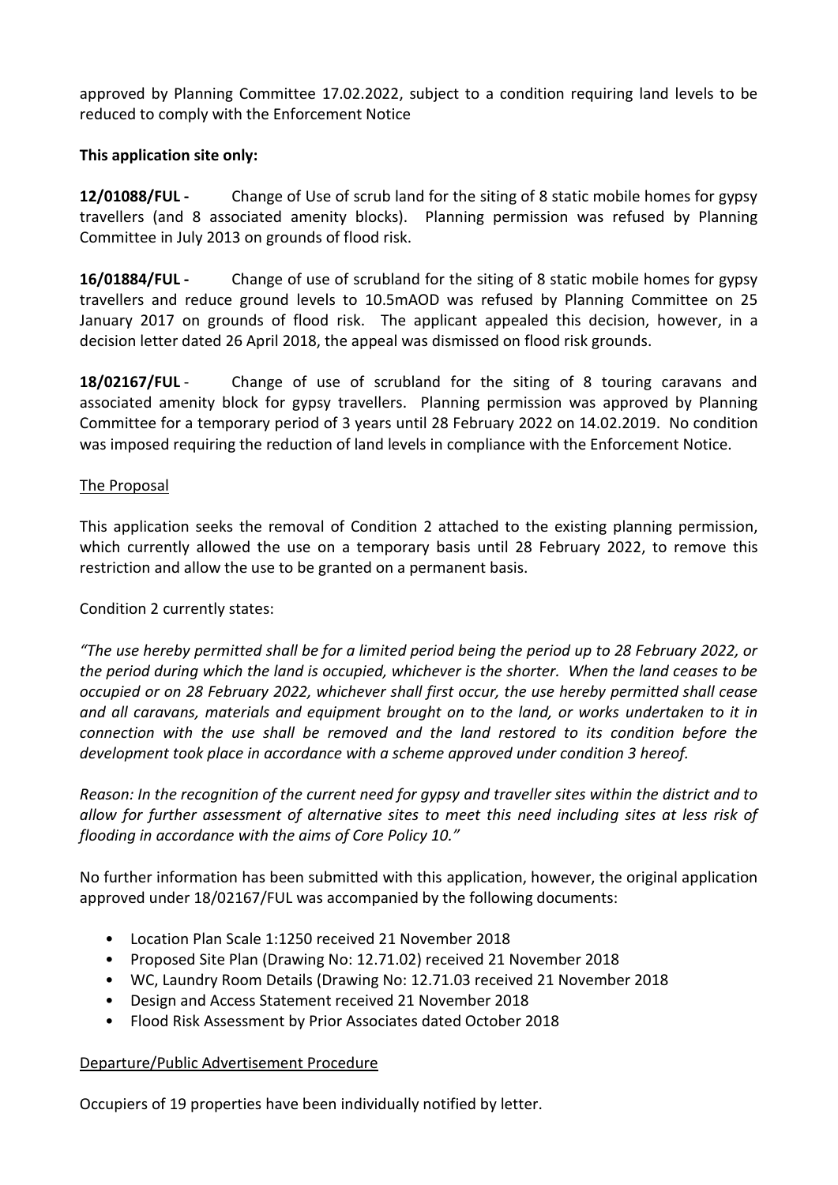approved by Planning Committee 17.02.2022, subject to a condition requiring land levels to be reduced to comply with the Enforcement Notice

**This application site only:**

**12/01088/FUL -** Change of Use of scrub land for the siting of 8 static mobile homes for gypsy travellers (and 8 associated amenity blocks). Planning permission was refused by Planning Committee in July 2013 on grounds of flood risk.

**16/01884/FUL -** Change of use of scrubland for the siting of 8 static mobile homes for gypsy travellers and reduce ground levels to 10.5mAOD was refused by Planning Committee on 25 January 2017 on grounds of flood risk. The applicant appealed this decision, however, in a decision letter dated 26 April 2018, the appeal was dismissed on flood risk grounds.

**18/02167/FUL** - Change of use of scrubland for the siting of 8 touring caravans and associated amenity block for gypsy travellers. Planning permission was approved by Planning Committee for a temporary period of 3 years until 28 February 2022 on 14.02.2019. No condition was imposed requiring the reduction of land levels in compliance with the Enforcement Notice.

<u>The Proposal</u>

This application seeks the removal of Condition 2 attached to the existing planning permission, which currently allowed the use on a temporary basis until 28 February 2022, to remove this restriction and allow the use to be granted on a permanent basis.

Condition 2 currently states:

*"The use hereby permitted shall be for a limited period being the period up to 28 February 2022, or the period during which the land is occupied, whichever is the shorter. When the land ceases to be occupied or on 28 February 2022, whichever shall first occur, the use hereby permitted shall cease and all caravans, materials and equipment brought on to the land, or works undertaken to it in connection with the use shall be removed and the land restored to its condition before the development took place in accordance with a scheme approved under condition 3 hereof.*

*Reason: In the recognition of the current need for gypsy and traveller sites within the district and to allow for further assessment of alternative sites to meet this need including sites at less risk of flooding in accordance with the aims of Core Policy 10."*

No further information has been submitted with this application, however, the original application approved under 18/02167/FUL was accompanied by the following documents:

- Location Plan Scale 1:1250 received 21 November 2018
- Proposed Site Plan (Drawing No: 12.71.02) received 21 November 2018
- WC, Laundry Room Details (Drawing No: 12.71.03 received 21 November 2018
- Design and Access Statement received 21 November 2018
- Flood Risk Assessment by Prior Associates dated October 2018

<u>Departure/Public Advertisement Procedure</u>

Occupiers of 19 properties have been individually notified by letter.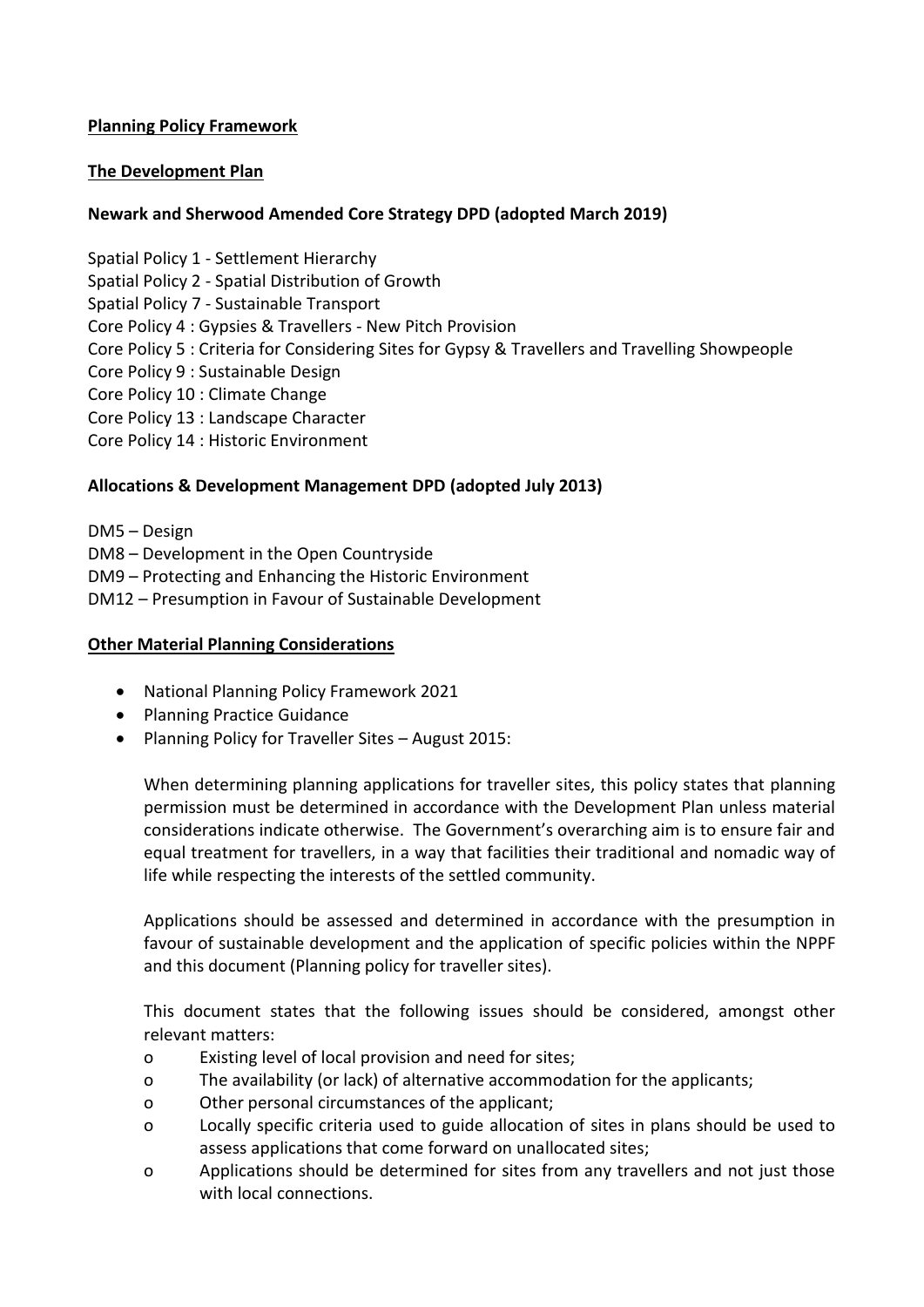**Planning Policy Framework**

**The Development Plan**

**Newark and Sherwood Amended Core Strategy DPD (adopted March 2019)**

Spatial Policy 1 - Settlement Hierarchy
Spatial Policy 2 - Spatial Distribution of Growth
Spatial Policy 7 - Sustainable Transport
Core Policy 4 : Gypsies & Travellers - New Pitch Provision
Core Policy 5 : Criteria for Considering Sites for Gypsy & Travellers and Travelling Showpeople
Core Policy 9 : Sustainable Design
Core Policy 10 : Climate Change
Core Policy 13 : Landscape Character
Core Policy 14 : Historic Environment

**Allocations & Development Management DPD (adopted July 2013)**

DM5 – Design
DM8 – Development in the Open Countryside
DM9 – Protecting and Enhancing the Historic Environment
DM12 – Presumption in Favour of Sustainable Development

**Other Material Planning Considerations**

- National Planning Policy Framework 2021
- Planning Practice Guidance
- Planning Policy for Traveller Sites – August 2015:

  When determining planning applications for traveller sites, this policy states that planning permission must be determined in accordance with the Development Plan unless material considerations indicate otherwise. The Government's overarching aim is to ensure fair and equal treatment for travellers, in a way that facilities their traditional and nomadic way of life while respecting the interests of the settled community.

  Applications should be assessed and determined in accordance with the presumption in favour of sustainable development and the application of specific policies within the NPPF and this document (Planning policy for traveller sites).

  This document states that the following issues should be considered, amongst other relevant matters:

  - Existing level of local provision and need for sites;
  - The availability (or lack) of alternative accommodation for the applicants;
  - Other personal circumstances of the applicant;
  - Locally specific criteria used to guide allocation of sites in plans should be used to assess applications that come forward on unallocated sites;
  - Applications should be determined for sites from any travellers and not just those with local connections.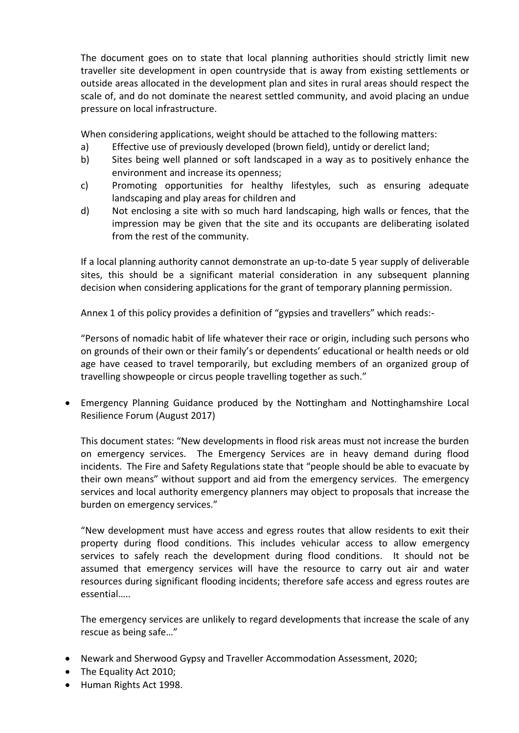The document goes on to state that local planning authorities should strictly limit new traveller site development in open countryside that is away from existing settlements or outside areas allocated in the development plan and sites in rural areas should respect the scale of, and do not dominate the nearest settled community, and avoid placing an undue pressure on local infrastructure.

When considering applications, weight should be attached to the following matters:

a) Effective use of previously developed (brown field), untidy or derelict land;
b) Sites being well planned or soft landscaped in a way as to positively enhance the environment and increase its openness;
c) Promoting opportunities for healthy lifestyles, such as ensuring adequate landscaping and play areas for children and
d) Not enclosing a site with so much hard landscaping, high walls or fences, that the impression may be given that the site and its occupants are deliberating isolated from the rest of the community.

If a local planning authority cannot demonstrate an up-to-date 5 year supply of deliverable sites, this should be a significant material consideration in any subsequent planning decision when considering applications for the grant of temporary planning permission.

Annex 1 of this policy provides a definition of "gypsies and travellers" which reads:-

"Persons of nomadic habit of life whatever their race or origin, including such persons who on grounds of their own or their family's or dependents' educational or health needs or old age have ceased to travel temporarily, but excluding members of an organized group of travelling showpeople or circus people travelling together as such."

- Emergency Planning Guidance produced by the Nottingham and Nottinghamshire Local Resilience Forum (August 2017)

  This document states: "New developments in flood risk areas must not increase the burden on emergency services. The Emergency Services are in heavy demand during flood incidents. The Fire and Safety Regulations state that "people should be able to evacuate by their own means" without support and aid from the emergency services. The emergency services and local authority emergency planners may object to proposals that increase the burden on emergency services."

  "New development must have access and egress routes that allow residents to exit their property during flood conditions. This includes vehicular access to allow emergency services to safely reach the development during flood conditions. It should not be assumed that emergency services will have the resource to carry out air and water resources during significant flooding incidents; therefore safe access and egress routes are essential…..

  The emergency services are unlikely to regard developments that increase the scale of any rescue as being safe…"

- Newark and Sherwood Gypsy and Traveller Accommodation Assessment, 2020;
- The Equality Act 2010;
- Human Rights Act 1998.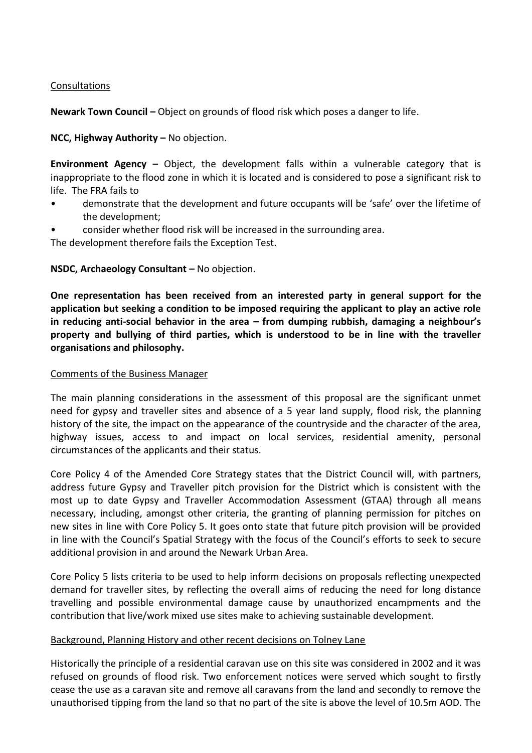Consultations

**Newark Town Council –** Object on grounds of flood risk which poses a danger to life.

**NCC, Highway Authority –** No objection.

**Environment Agency –** Object, the development falls within a vulnerable category that is inappropriate to the flood zone in which it is located and is considered to pose a significant risk to life. The FRA fails to

- demonstrate that the development and future occupants will be 'safe' over the lifetime of the development;
- consider whether flood risk will be increased in the surrounding area.

The development therefore fails the Exception Test.

**NSDC, Archaeology Consultant –** No objection.

**One representation has been received from an interested party in general support for the application but seeking a condition to be imposed requiring the applicant to play an active role in reducing anti-social behavior in the area – from dumping rubbish, damaging a neighbour's property and bullying of third parties, which is understood to be in line with the traveller organisations and philosophy.**

Comments of the Business Manager

The main planning considerations in the assessment of this proposal are the significant unmet need for gypsy and traveller sites and absence of a 5 year land supply, flood risk, the planning history of the site, the impact on the appearance of the countryside and the character of the area, highway issues, access to and impact on local services, residential amenity, personal circumstances of the applicants and their status.

Core Policy 4 of the Amended Core Strategy states that the District Council will, with partners, address future Gypsy and Traveller pitch provision for the District which is consistent with the most up to date Gypsy and Traveller Accommodation Assessment (GTAA) through all means necessary, including, amongst other criteria, the granting of planning permission for pitches on new sites in line with Core Policy 5. It goes onto state that future pitch provision will be provided in line with the Council's Spatial Strategy with the focus of the Council's efforts to seek to secure additional provision in and around the Newark Urban Area.

Core Policy 5 lists criteria to be used to help inform decisions on proposals reflecting unexpected demand for traveller sites, by reflecting the overall aims of reducing the need for long distance travelling and possible environmental damage cause by unauthorized encampments and the contribution that live/work mixed use sites make to achieving sustainable development.

Background, Planning History and other recent decisions on Tolney Lane

Historically the principle of a residential caravan use on this site was considered in 2002 and it was refused on grounds of flood risk. Two enforcement notices were served which sought to firstly cease the use as a caravan site and remove all caravans from the land and secondly to remove the unauthorised tipping from the land so that no part of the site is above the level of 10.5m AOD. The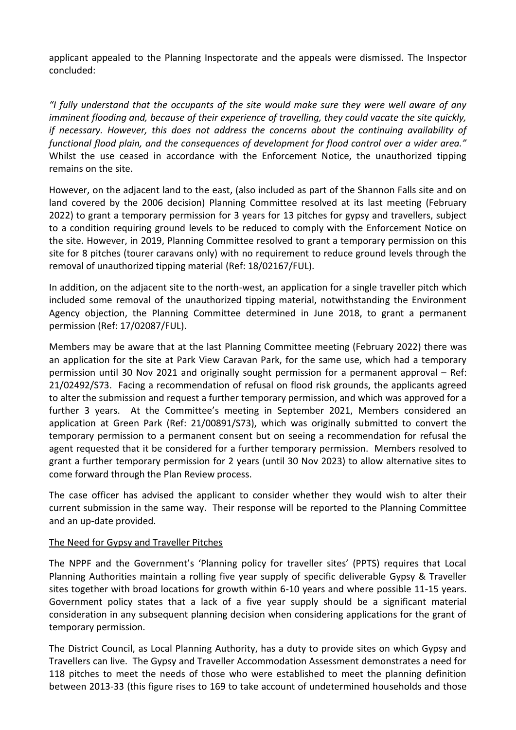applicant appealed to the Planning Inspectorate and the appeals were dismissed. The Inspector concluded:

*"I fully understand that the occupants of the site would make sure they were well aware of any imminent flooding and, because of their experience of travelling, they could vacate the site quickly, if necessary. However, this does not address the concerns about the continuing availability of functional flood plain, and the consequences of development for flood control over a wider area."* Whilst the use ceased in accordance with the Enforcement Notice, the unauthorized tipping remains on the site.

However, on the adjacent land to the east, (also included as part of the Shannon Falls site and on land covered by the 2006 decision) Planning Committee resolved at its last meeting (February 2022) to grant a temporary permission for 3 years for 13 pitches for gypsy and travellers, subject to a condition requiring ground levels to be reduced to comply with the Enforcement Notice on the site. However, in 2019, Planning Committee resolved to grant a temporary permission on this site for 8 pitches (tourer caravans only) with no requirement to reduce ground levels through the removal of unauthorized tipping material (Ref: 18/02167/FUL).

In addition, on the adjacent site to the north-west, an application for a single traveller pitch which included some removal of the unauthorized tipping material, notwithstanding the Environment Agency objection, the Planning Committee determined in June 2018, to grant a permanent permission (Ref: 17/02087/FUL).

Members may be aware that at the last Planning Committee meeting (February 2022) there was an application for the site at Park View Caravan Park, for the same use, which had a temporary permission until 30 Nov 2021 and originally sought permission for a permanent approval – Ref: 21/02492/S73. Facing a recommendation of refusal on flood risk grounds, the applicants agreed to alter the submission and request a further temporary permission, and which was approved for a further 3 years. At the Committee's meeting in September 2021, Members considered an application at Green Park (Ref: 21/00891/S73), which was originally submitted to convert the temporary permission to a permanent consent but on seeing a recommendation for refusal the agent requested that it be considered for a further temporary permission. Members resolved to grant a further temporary permission for 2 years (until 30 Nov 2023) to allow alternative sites to come forward through the Plan Review process.

The case officer has advised the applicant to consider whether they would wish to alter their current submission in the same way. Their response will be reported to the Planning Committee and an up-date provided.

<u>The Need for Gypsy and Traveller Pitches</u>

The NPPF and the Government's 'Planning policy for traveller sites' (PPTS) requires that Local Planning Authorities maintain a rolling five year supply of specific deliverable Gypsy & Traveller sites together with broad locations for growth within 6-10 years and where possible 11-15 years. Government policy states that a lack of a five year supply should be a significant material consideration in any subsequent planning decision when considering applications for the grant of temporary permission.

The District Council, as Local Planning Authority, has a duty to provide sites on which Gypsy and Travellers can live. The Gypsy and Traveller Accommodation Assessment demonstrates a need for 118 pitches to meet the needs of those who were established to meet the planning definition between 2013-33 (this figure rises to 169 to take account of undetermined households and those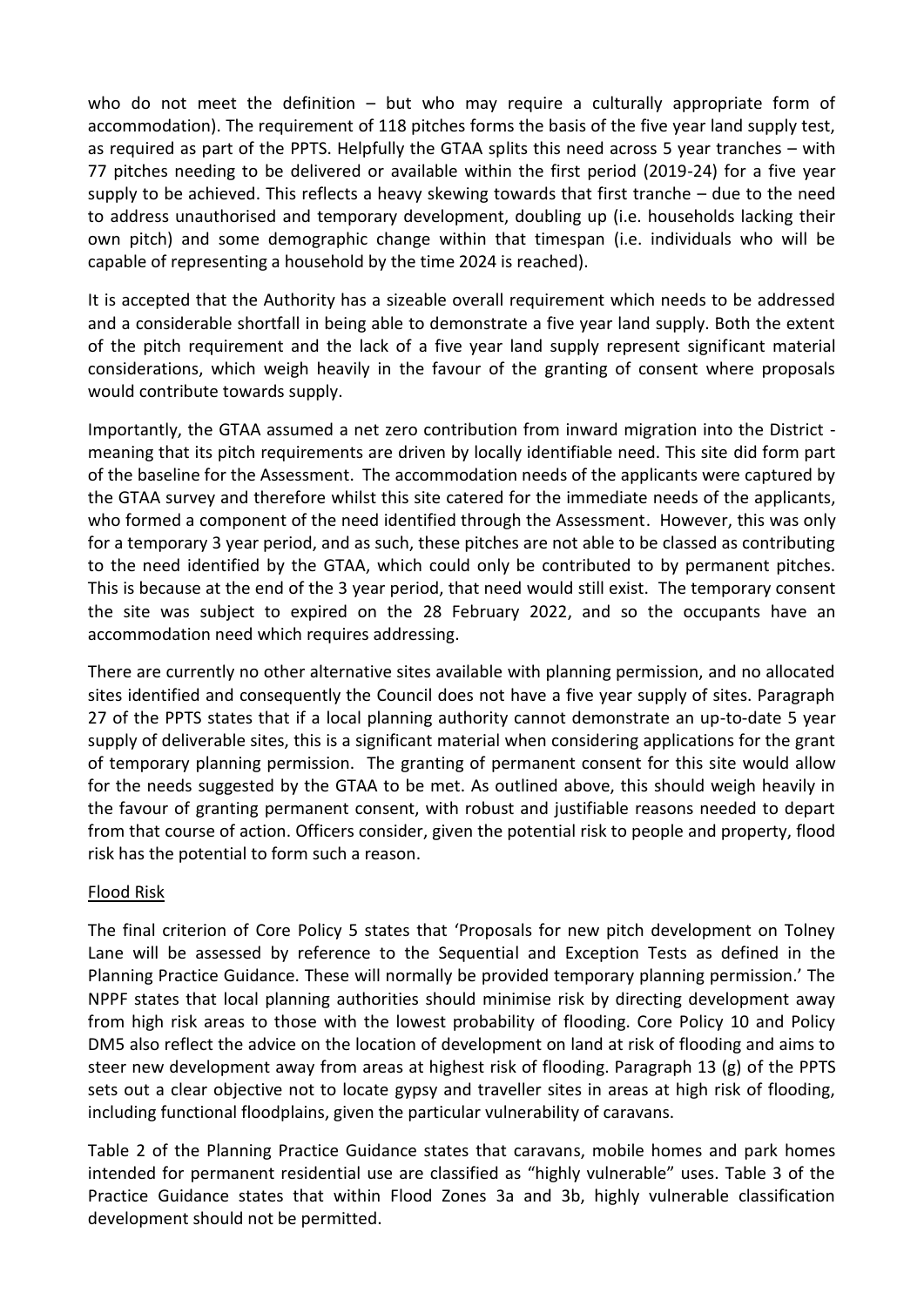who do not meet the definition – but who may require a culturally appropriate form of accommodation). The requirement of 118 pitches forms the basis of the five year land supply test, as required as part of the PPTS. Helpfully the GTAA splits this need across 5 year tranches – with 77 pitches needing to be delivered or available within the first period (2019-24) for a five year supply to be achieved. This reflects a heavy skewing towards that first tranche – due to the need to address unauthorised and temporary development, doubling up (i.e. households lacking their own pitch) and some demographic change within that timespan (i.e. individuals who will be capable of representing a household by the time 2024 is reached).

It is accepted that the Authority has a sizeable overall requirement which needs to be addressed and a considerable shortfall in being able to demonstrate a five year land supply. Both the extent of the pitch requirement and the lack of a five year land supply represent significant material considerations, which weigh heavily in the favour of the granting of consent where proposals would contribute towards supply.

Importantly, the GTAA assumed a net zero contribution from inward migration into the District - meaning that its pitch requirements are driven by locally identifiable need. This site did form part of the baseline for the Assessment. The accommodation needs of the applicants were captured by the GTAA survey and therefore whilst this site catered for the immediate needs of the applicants, who formed a component of the need identified through the Assessment. However, this was only for a temporary 3 year period, and as such, these pitches are not able to be classed as contributing to the need identified by the GTAA, which could only be contributed to by permanent pitches. This is because at the end of the 3 year period, that need would still exist. The temporary consent the site was subject to expired on the 28 February 2022, and so the occupants have an accommodation need which requires addressing.

There are currently no other alternative sites available with planning permission, and no allocated sites identified and consequently the Council does not have a five year supply of sites. Paragraph 27 of the PPTS states that if a local planning authority cannot demonstrate an up-to-date 5 year supply of deliverable sites, this is a significant material when considering applications for the grant of temporary planning permission. The granting of permanent consent for this site would allow for the needs suggested by the GTAA to be met. As outlined above, this should weigh heavily in the favour of granting permanent consent, with robust and justifiable reasons needed to depart from that course of action. Officers consider, given the potential risk to people and property, flood risk has the potential to form such a reason.

Flood Risk

The final criterion of Core Policy 5 states that 'Proposals for new pitch development on Tolney Lane will be assessed by reference to the Sequential and Exception Tests as defined in the Planning Practice Guidance. These will normally be provided temporary planning permission.' The NPPF states that local planning authorities should minimise risk by directing development away from high risk areas to those with the lowest probability of flooding. Core Policy 10 and Policy DM5 also reflect the advice on the location of development on land at risk of flooding and aims to steer new development away from areas at highest risk of flooding. Paragraph 13 (g) of the PPTS sets out a clear objective not to locate gypsy and traveller sites in areas at high risk of flooding, including functional floodplains, given the particular vulnerability of caravans.

Table 2 of the Planning Practice Guidance states that caravans, mobile homes and park homes intended for permanent residential use are classified as "highly vulnerable" uses. Table 3 of the Practice Guidance states that within Flood Zones 3a and 3b, highly vulnerable classification development should not be permitted.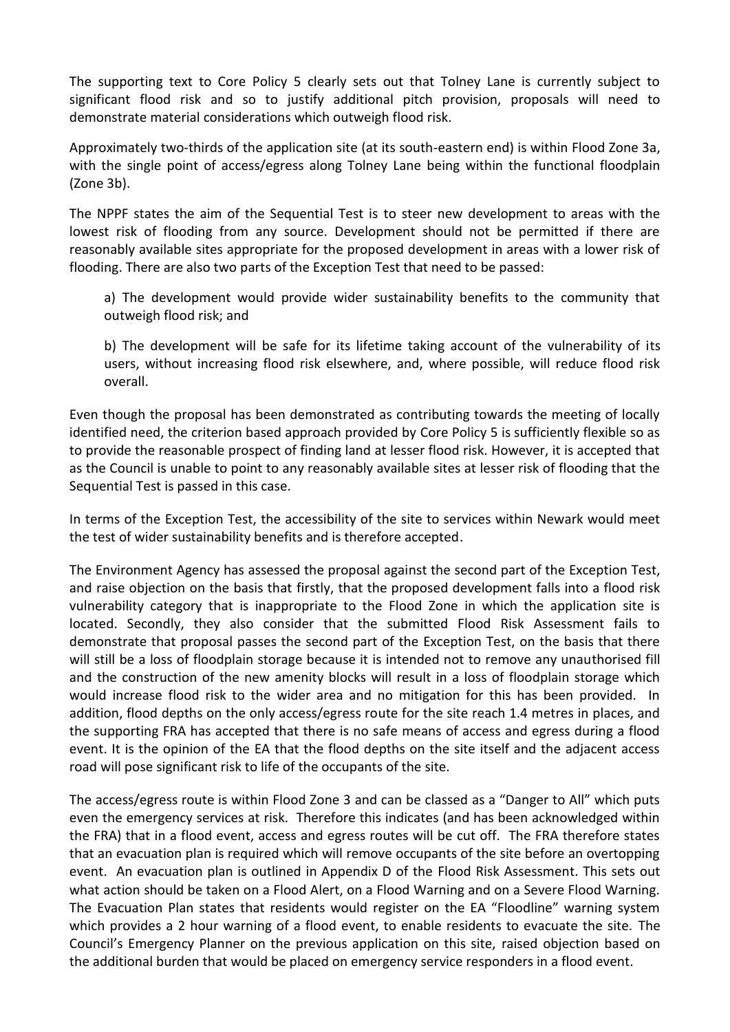The supporting text to Core Policy 5 clearly sets out that Tolney Lane is currently subject to significant flood risk and so to justify additional pitch provision, proposals will need to demonstrate material considerations which outweigh flood risk.

Approximately two-thirds of the application site (at its south-eastern end) is within Flood Zone 3a, with the single point of access/egress along Tolney Lane being within the functional floodplain (Zone 3b).

The NPPF states the aim of the Sequential Test is to steer new development to areas with the lowest risk of flooding from any source. Development should not be permitted if there are reasonably available sites appropriate for the proposed development in areas with a lower risk of flooding. There are also two parts of the Exception Test that need to be passed:

> a) The development would provide wider sustainability benefits to the community that outweigh flood risk; and
>
> b) The development will be safe for its lifetime taking account of the vulnerability of its users, without increasing flood risk elsewhere, and, where possible, will reduce flood risk overall.

Even though the proposal has been demonstrated as contributing towards the meeting of locally identified need, the criterion based approach provided by Core Policy 5 is sufficiently flexible so as to provide the reasonable prospect of finding land at lesser flood risk. However, it is accepted that as the Council is unable to point to any reasonably available sites at lesser risk of flooding that the Sequential Test is passed in this case.

In terms of the Exception Test, the accessibility of the site to services within Newark would meet the test of wider sustainability benefits and is therefore accepted.

The Environment Agency has assessed the proposal against the second part of the Exception Test, and raise objection on the basis that firstly, that the proposed development falls into a flood risk vulnerability category that is inappropriate to the Flood Zone in which the application site is located. Secondly, they also consider that the submitted Flood Risk Assessment fails to demonstrate that proposal passes the second part of the Exception Test, on the basis that there will still be a loss of floodplain storage because it is intended not to remove any unauthorised fill and the construction of the new amenity blocks will result in a loss of floodplain storage which would increase flood risk to the wider area and no mitigation for this has been provided. In addition, flood depths on the only access/egress route for the site reach 1.4 metres in places, and the supporting FRA has accepted that there is no safe means of access and egress during a flood event. It is the opinion of the EA that the flood depths on the site itself and the adjacent access road will pose significant risk to life of the occupants of the site.

The access/egress route is within Flood Zone 3 and can be classed as a "Danger to All" which puts even the emergency services at risk. Therefore this indicates (and has been acknowledged within the FRA) that in a flood event, access and egress routes will be cut off. The FRA therefore states that an evacuation plan is required which will remove occupants of the site before an overtopping event. An evacuation plan is outlined in Appendix D of the Flood Risk Assessment. This sets out what action should be taken on a Flood Alert, on a Flood Warning and on a Severe Flood Warning. The Evacuation Plan states that residents would register on the EA "Floodline" warning system which provides a 2 hour warning of a flood event, to enable residents to evacuate the site. The Council's Emergency Planner on the previous application on this site, raised objection based on the additional burden that would be placed on emergency service responders in a flood event.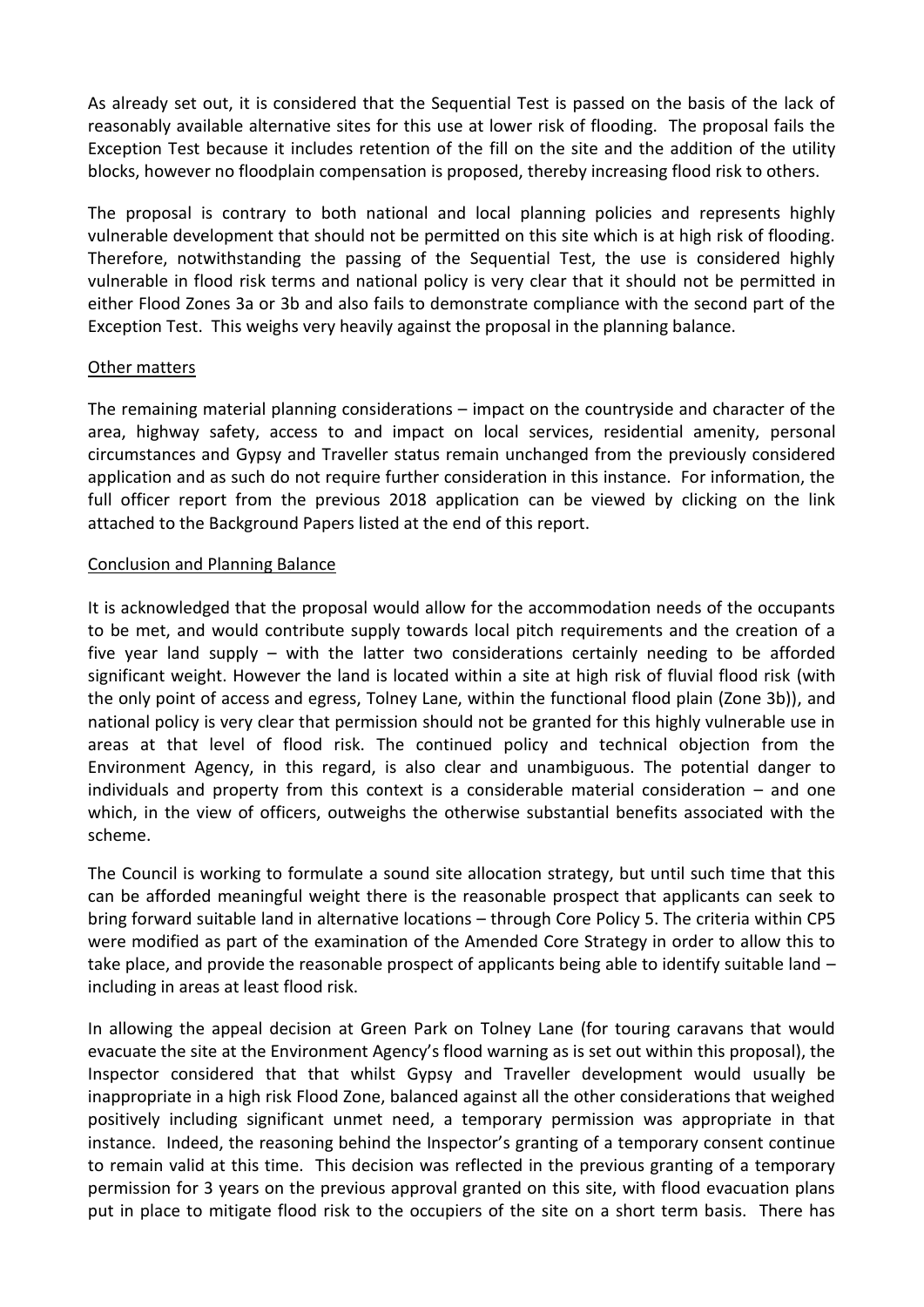As already set out, it is considered that the Sequential Test is passed on the basis of the lack of reasonably available alternative sites for this use at lower risk of flooding. The proposal fails the Exception Test because it includes retention of the fill on the site and the addition of the utility blocks, however no floodplain compensation is proposed, thereby increasing flood risk to others.

The proposal is contrary to both national and local planning policies and represents highly vulnerable development that should not be permitted on this site which is at high risk of flooding. Therefore, notwithstanding the passing of the Sequential Test, the use is considered highly vulnerable in flood risk terms and national policy is very clear that it should not be permitted in either Flood Zones 3a or 3b and also fails to demonstrate compliance with the second part of the Exception Test. This weighs very heavily against the proposal in the planning balance.

Other matters

The remaining material planning considerations – impact on the countryside and character of the area, highway safety, access to and impact on local services, residential amenity, personal circumstances and Gypsy and Traveller status remain unchanged from the previously considered application and as such do not require further consideration in this instance. For information, the full officer report from the previous 2018 application can be viewed by clicking on the link attached to the Background Papers listed at the end of this report.

Conclusion and Planning Balance

It is acknowledged that the proposal would allow for the accommodation needs of the occupants to be met, and would contribute supply towards local pitch requirements and the creation of a five year land supply – with the latter two considerations certainly needing to be afforded significant weight. However the land is located within a site at high risk of fluvial flood risk (with the only point of access and egress, Tolney Lane, within the functional flood plain (Zone 3b)), and national policy is very clear that permission should not be granted for this highly vulnerable use in areas at that level of flood risk. The continued policy and technical objection from the Environment Agency, in this regard, is also clear and unambiguous. The potential danger to individuals and property from this context is a considerable material consideration – and one which, in the view of officers, outweighs the otherwise substantial benefits associated with the scheme.

The Council is working to formulate a sound site allocation strategy, but until such time that this can be afforded meaningful weight there is the reasonable prospect that applicants can seek to bring forward suitable land in alternative locations – through Core Policy 5. The criteria within CP5 were modified as part of the examination of the Amended Core Strategy in order to allow this to take place, and provide the reasonable prospect of applicants being able to identify suitable land – including in areas at least flood risk.

In allowing the appeal decision at Green Park on Tolney Lane (for touring caravans that would evacuate the site at the Environment Agency's flood warning as is set out within this proposal), the Inspector considered that that whilst Gypsy and Traveller development would usually be inappropriate in a high risk Flood Zone, balanced against all the other considerations that weighed positively including significant unmet need, a temporary permission was appropriate in that instance. Indeed, the reasoning behind the Inspector's granting of a temporary consent continue to remain valid at this time. This decision was reflected in the previous granting of a temporary permission for 3 years on the previous approval granted on this site, with flood evacuation plans put in place to mitigate flood risk to the occupiers of the site on a short term basis. There has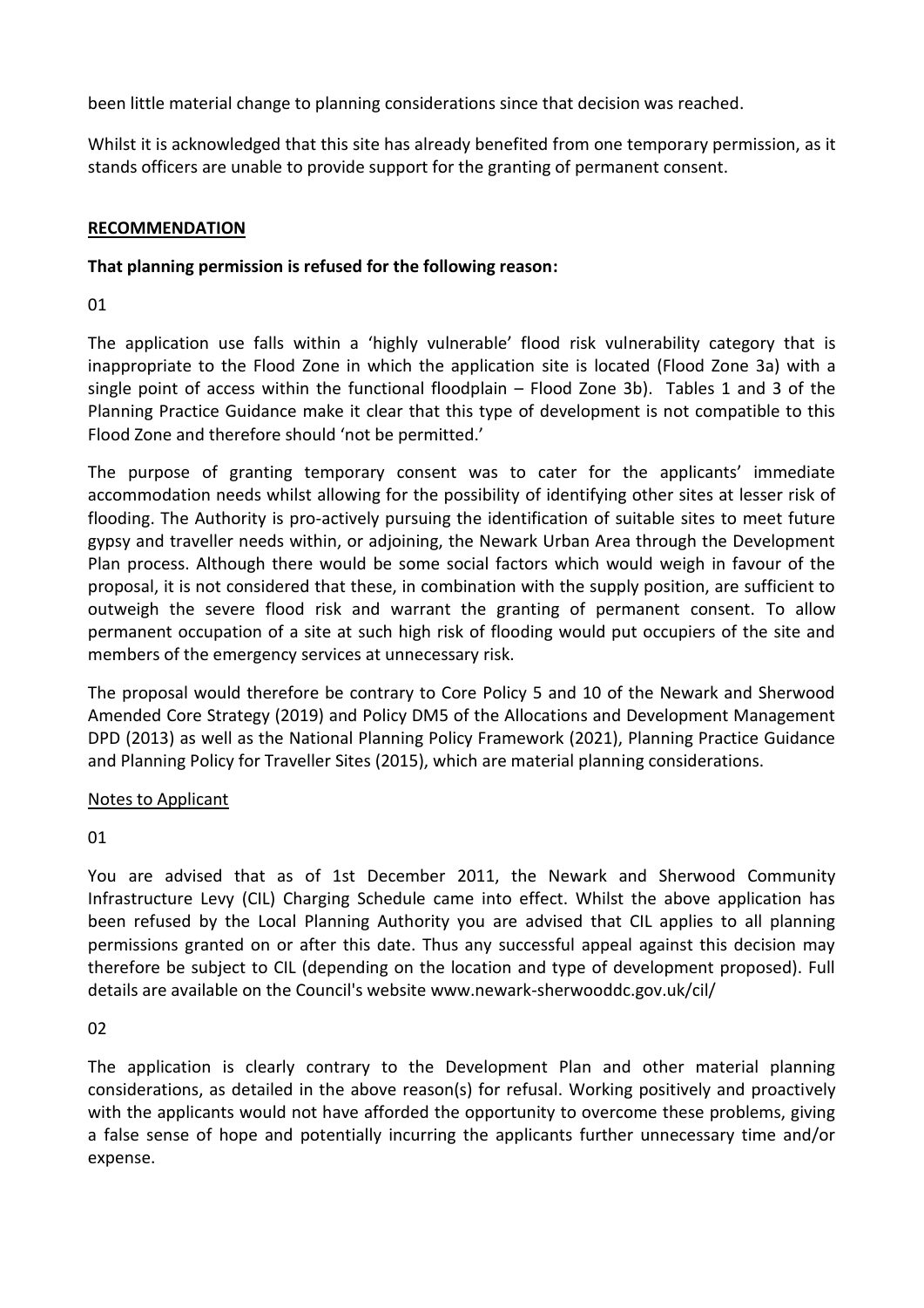been little material change to planning considerations since that decision was reached.

Whilst it is acknowledged that this site has already benefited from one temporary permission, as it stands officers are unable to provide support for the granting of permanent consent.

## RECOMMENDATION

**That planning permission is refused for the following reason:**

01

The application use falls within a 'highly vulnerable' flood risk vulnerability category that is inappropriate to the Flood Zone in which the application site is located (Flood Zone 3a) with a single point of access within the functional floodplain – Flood Zone 3b). Tables 1 and 3 of the Planning Practice Guidance make it clear that this type of development is not compatible to this Flood Zone and therefore should 'not be permitted.'

The purpose of granting temporary consent was to cater for the applicants' immediate accommodation needs whilst allowing for the possibility of identifying other sites at lesser risk of flooding. The Authority is pro-actively pursuing the identification of suitable sites to meet future gypsy and traveller needs within, or adjoining, the Newark Urban Area through the Development Plan process. Although there would be some social factors which would weigh in favour of the proposal, it is not considered that these, in combination with the supply position, are sufficient to outweigh the severe flood risk and warrant the granting of permanent consent. To allow permanent occupation of a site at such high risk of flooding would put occupiers of the site and members of the emergency services at unnecessary risk.

The proposal would therefore be contrary to Core Policy 5 and 10 of the Newark and Sherwood Amended Core Strategy (2019) and Policy DM5 of the Allocations and Development Management DPD (2013) as well as the National Planning Policy Framework (2021), Planning Practice Guidance and Planning Policy for Traveller Sites (2015), which are material planning considerations.

Notes to Applicant

01

You are advised that as of 1st December 2011, the Newark and Sherwood Community Infrastructure Levy (CIL) Charging Schedule came into effect. Whilst the above application has been refused by the Local Planning Authority you are advised that CIL applies to all planning permissions granted on or after this date. Thus any successful appeal against this decision may therefore be subject to CIL (depending on the location and type of development proposed). Full details are available on the Council's website www.newark-sherwooddc.gov.uk/cil/

02

The application is clearly contrary to the Development Plan and other material planning considerations, as detailed in the above reason(s) for refusal. Working positively and proactively with the applicants would not have afforded the opportunity to overcome these problems, giving a false sense of hope and potentially incurring the applicants further unnecessary time and/or expense.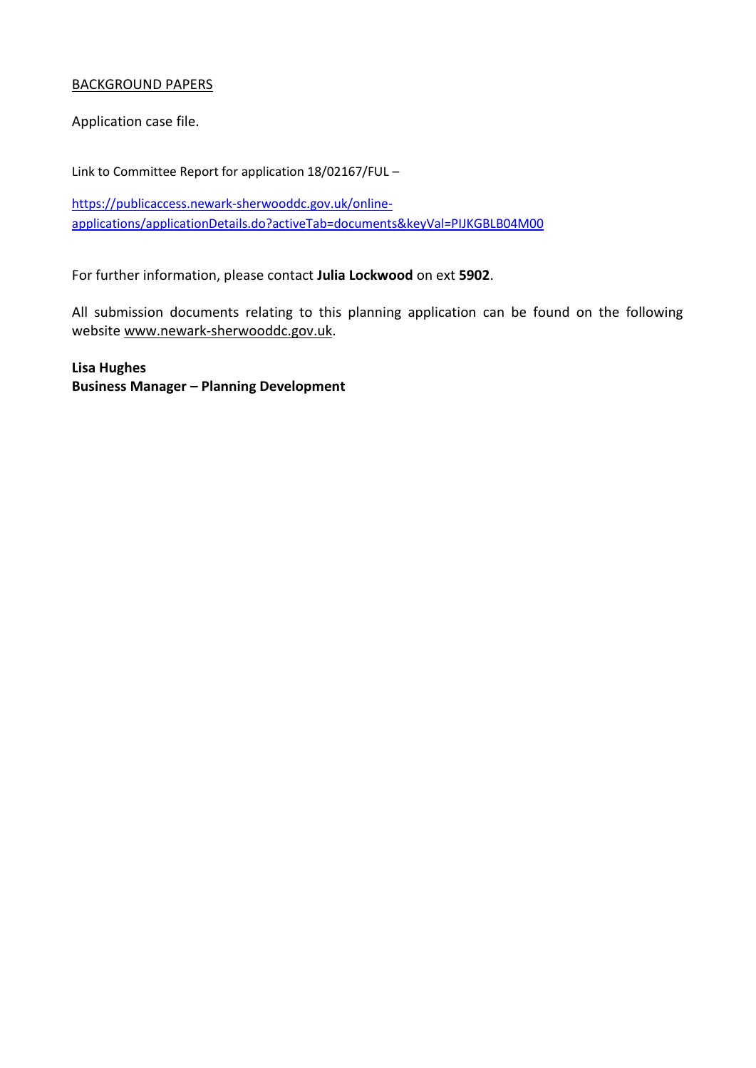BACKGROUND PAPERS

Application case file.

Link to Committee Report for application 18/02167/FUL –

https://publicaccess.newark-sherwooddc.gov.uk/online-applications/applicationDetails.do?activeTab=documents&keyVal=PIJKGBLB04M00

For further information, please contact **Julia Lockwood** on ext **5902**.

All submission documents relating to this planning application can be found on the following website www.newark-sherwooddc.gov.uk.

**Lisa Hughes**
**Business Manager – Planning Development**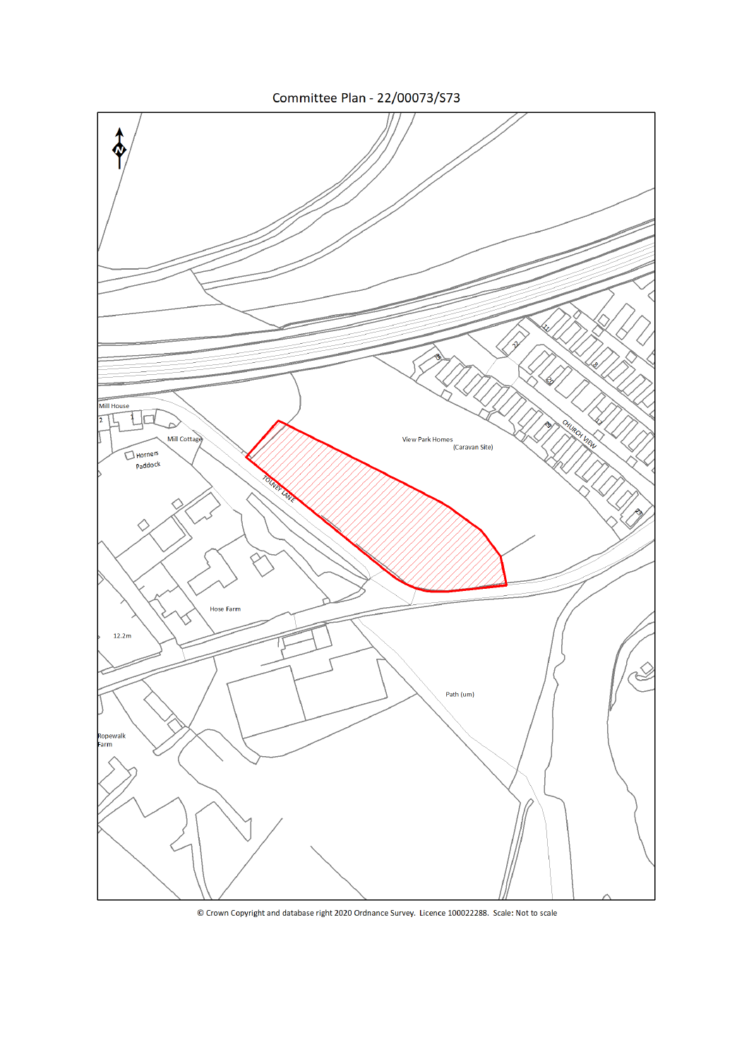Committee Plan - 22/00073/S73

N

Mill House

2

1

Mill Cottage

Horners Paddock

TOLNEY LANE

View Park Homes (Caravan Site)

CHURCH VIEW

Hose Farm

12.2m

Ropewalk Farm

Path (um)

© Crown Copyright and database right 2020 Ordnance Survey. Licence 100022288. Scale: Not to scale